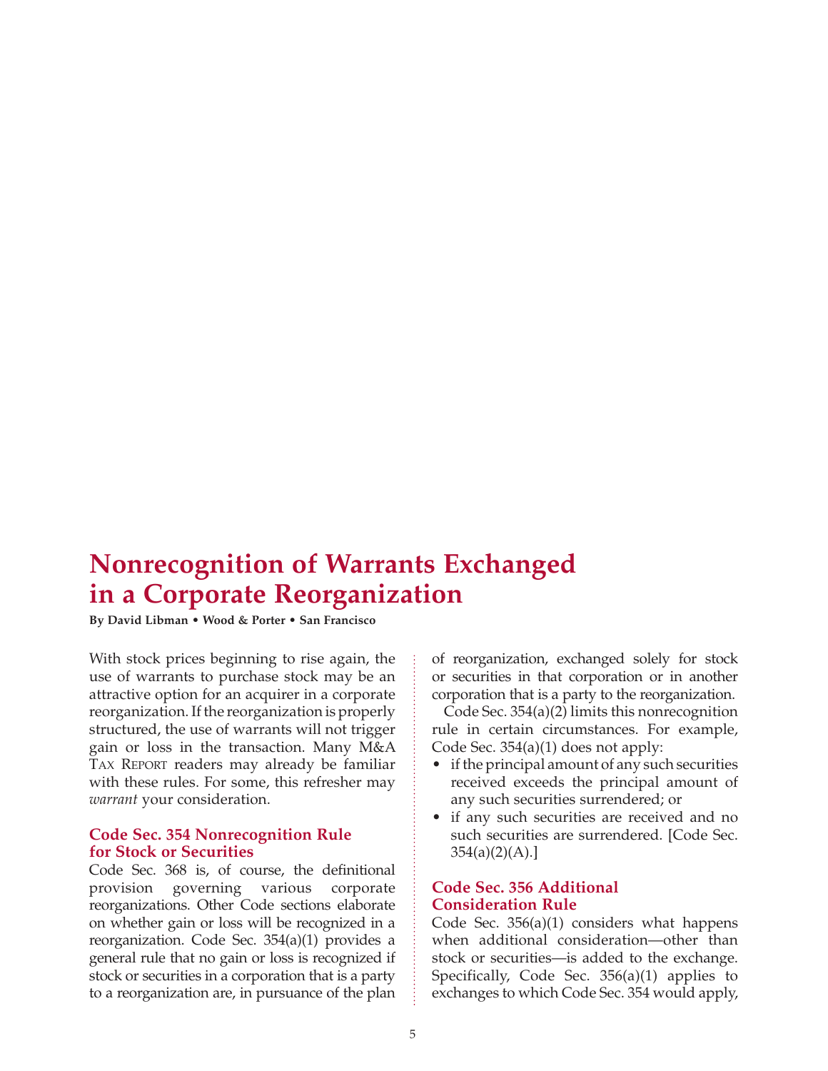# Nonrecognition of Warrants Exchanged in a Corporate Reorganization

**By David Libman • Wood & Porter • San Francisco**

With stock prices beginning to rise again, the use of warrants to purchase stock may be an attractive option for an acquirer in a corporate reorganization. If the reorganization is properly structured, the use of warrants will not trigger gain or loss in the transaction. Many M&A Tax Report readers may already be familiar with these rules. For some, this refresher may *warrant* your consideration.

## Code Sec. 354 Nonrecognition Rule for Stock or Securities

Code Sec. 368 is, of course, the definitional provision governing various corporate reorganizations. Other Code sections elaborate on whether gain or loss will be recognized in a reorganization. Code Sec. 354(a)(1) provides a general rule that no gain or loss is recognized if stock or securities in a corporation that is a party to a reorganization are, in pursuance of the plan of reorganization, exchanged solely for stock or securities in that corporation or in another corporation that is a party to the reorganization.

Code Sec. 354(a)(2) limits this nonrecognition rule in certain circumstances. For example, Code Sec. 354(a)(1) does not apply:

- if the principal amount of any such securities received exceeds the principal amount of any such securities surrendered; or
- if any such securities are received and no such securities are surrendered. [Code Sec. 354(a)(2)(A).]

## Code Sec. 356 Additional Consideration Rule

Code Sec. 356(a)(1) considers what happens when additional consideration—other than stock or securities—is added to the exchange. Specifically, Code Sec. 356(a)(1) applies to exchanges to which Code Sec. 354 would apply,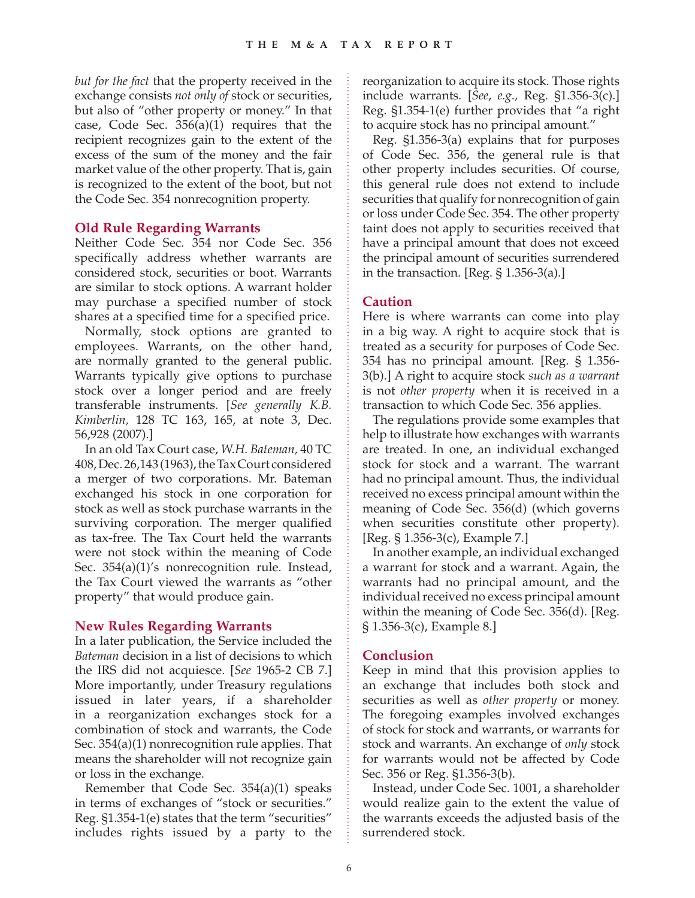*but for the fact* that the property received in the exchange consists *not only of* stock or securities, but also of "other property or money." In that case, Code Sec. 356(a)(1) requires that the recipient recognizes gain to the extent of the excess of the sum of the money and the fair market value of the other property. That is, gain is recognized to the extent of the boot, but not the Code Sec. 354 nonrecognition property.

## Old Rule Regarding Warrants

Neither Code Sec. 354 nor Code Sec. 356 specifically address whether warrants are considered stock, securities or boot. Warrants are similar to stock options. A warrant holder may purchase a specified number of stock shares at a specified time for a specified price.

Normally, stock options are granted to employees. Warrants, on the other hand, are normally granted to the general public. Warrants typically give options to purchase stock over a longer period and are freely transferable instruments. [*See generally K.B. Kimberlin,* 128 TC 163, 165, at note 3, Dec. 56,928 (2007).]

In an old Tax Court case, *W.H. Bateman,* 40 TC 408, Dec. 26,143 (1963), the Tax Court considered a merger of two corporations. Mr. Bateman exchanged his stock in one corporation for stock as well as stock purchase warrants in the surviving corporation. The merger qualified as tax-free. The Tax Court held the warrants were not stock within the meaning of Code Sec. 354(a)(1)'s nonrecognition rule. Instead, the Tax Court viewed the warrants as "other property" that would produce gain.

## New Rules Regarding Warrants

In a later publication, the Service included the *Bateman* decision in a list of decisions to which the IRS did not acquiesce. [*See* 1965-2 CB 7.] More importantly, under Treasury regulations issued in later years, if a shareholder in a reorganization exchanges stock for a combination of stock and warrants, the Code Sec. 354(a)(1) nonrecognition rule applies. That means the shareholder will not recognize gain or loss in the exchange.

Remember that Code Sec. 354(a)(1) speaks in terms of exchanges of "stock or securities." Reg. §1.354-1(e) states that the term "securities" includes rights issued by a party to the reorganization to acquire its stock. Those rights include warrants. [*See, e.g.,* Reg. §1.356-3(c).] Reg. §1.354-1(e) further provides that "a right to acquire stock has no principal amount."

Reg. §1.356-3(a) explains that for purposes of Code Sec. 356, the general rule is that other property includes securities. Of course, this general rule does not extend to include securities that qualify for nonrecognition of gain or loss under Code Sec. 354. The other property taint does not apply to securities received that have a principal amount that does not exceed the principal amount of securities surrendered in the transaction. [Reg. § 1.356-3(a).]

## Caution

Here is where warrants can come into play in a big way. A right to acquire stock that is treated as a security for purposes of Code Sec. 354 has no principal amount. [Reg. § 1.356-3(b).] A right to acquire stock *such as a warrant* is not *other property* when it is received in a transaction to which Code Sec. 356 applies.

The regulations provide some examples that help to illustrate how exchanges with warrants are treated. In one, an individual exchanged stock for stock and a warrant. The warrant had no principal amount. Thus, the individual received no excess principal amount within the meaning of Code Sec. 356(d) (which governs when securities constitute other property). [Reg. § 1.356-3(c), Example 7.]

In another example, an individual exchanged a warrant for stock and a warrant. Again, the warrants had no principal amount, and the individual received no excess principal amount within the meaning of Code Sec. 356(d). [Reg. § 1.356-3(c), Example 8.]

## Conclusion

Keep in mind that this provision applies to an exchange that includes both stock and securities as well as *other property* or money. The foregoing examples involved exchanges of stock for stock and warrants, or warrants for stock and warrants. An exchange of *only* stock for warrants would not be affected by Code Sec. 356 or Reg. §1.356-3(b).

Instead, under Code Sec. 1001, a shareholder would realize gain to the extent the value of the warrants exceeds the adjusted basis of the surrendered stock.